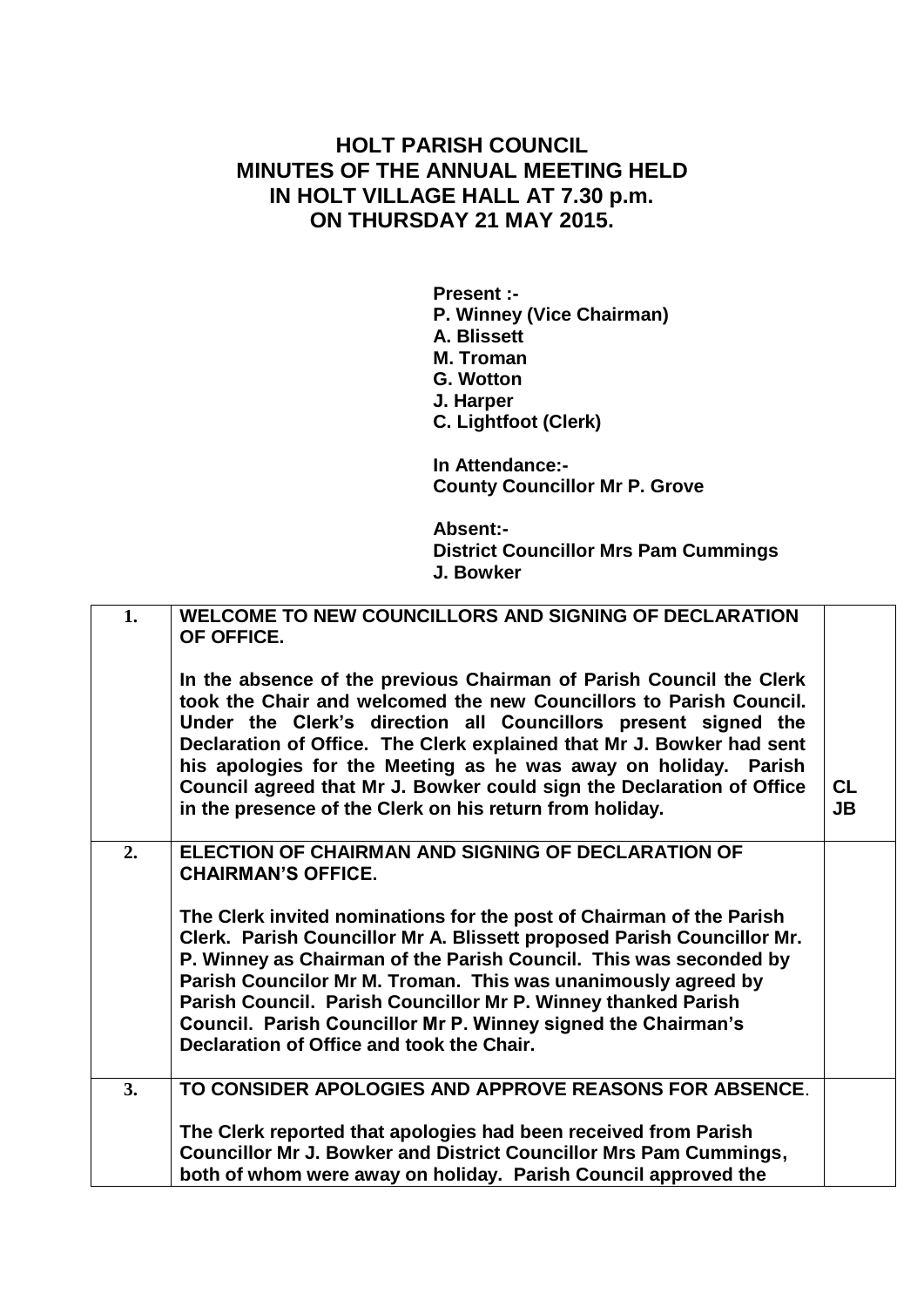# HOLT PARISH COUNCIL
# MINUTES OF THE ANNUAL MEETING HELD IN HOLT VILLAGE HALL AT 7.30 p.m. ON THURSDAY 21 MAY 2015.

**Present :-**
**P. Winney (Vice Chairman)**
**A. Blissett**
**M. Troman**
**G. Wotton**
**J. Harper**
**C. Lightfoot (Clerk)**

**In Attendance:-**
**County Councillor Mr P. Grove**

**Absent:-**
**District Councillor Mrs Pam Cummings**
**J. Bowker**

| | | |
|---|---|---|
| **1.** | **WELCOME TO NEW COUNCILLORS AND SIGNING OF DECLARATION OF OFFICE.**<br><br>**In the absence of the previous Chairman of Parish Council the Clerk took the Chair and welcomed the new Councillors to Parish Council. Under the Clerk's direction all Councillors present signed the Declaration of Office. The Clerk explained that Mr J. Bowker had sent his apologies for the Meeting as he was away on holiday. Parish Council agreed that Mr J. Bowker could sign the Declaration of Office in the presence of the Clerk on his return from holiday.** | **CL**<br>**JB** |
| **2.** | **ELECTION OF CHAIRMAN AND SIGNING OF DECLARATION OF CHAIRMAN'S OFFICE.**<br><br>**The Clerk invited nominations for the post of Chairman of the Parish Clerk. Parish Councillor Mr A. Blissett proposed Parish Councillor Mr. P. Winney as Chairman of the Parish Council. This was seconded by Parish Councilor Mr M. Troman. This was unanimously agreed by Parish Council. Parish Councillor Mr P. Winney thanked Parish Council. Parish Councillor Mr P. Winney signed the Chairman's Declaration of Office and took the Chair.** | |
| **3.** | **TO CONSIDER APOLOGIES AND APPROVE REASONS FOR ABSENCE.**<br><br>**The Clerk reported that apologies had been received from Parish Councillor Mr J. Bowker and District Councillor Mrs Pam Cummings, both of whom were away on holiday. Parish Council approved the** | |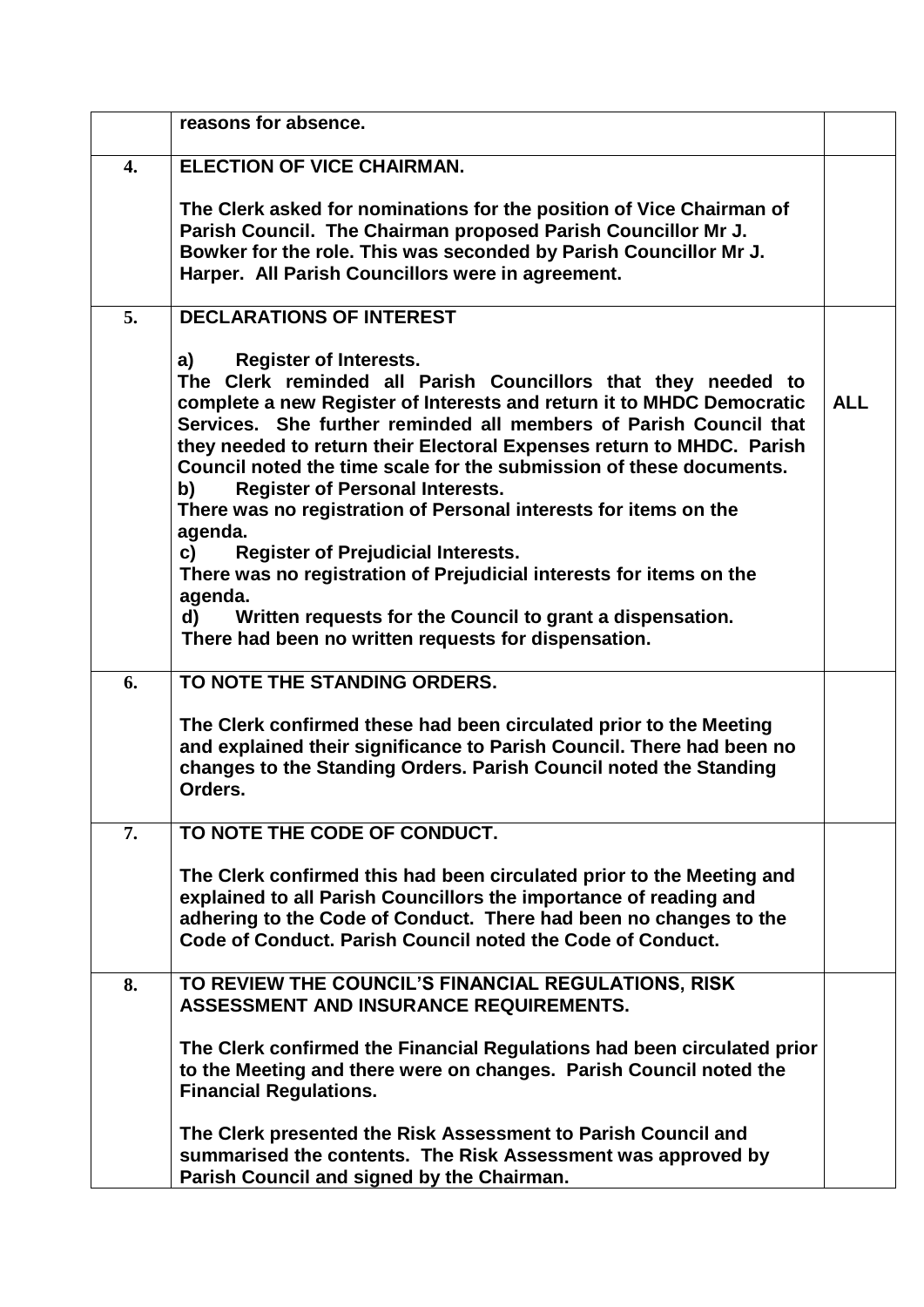|  |  |  |
|---|---|---|
|  | **reasons for absence.** |  |
| **4.** | **ELECTION OF VICE CHAIRMAN.**<br><br>**The Clerk asked for nominations for the position of Vice Chairman of Parish Council. The Chairman proposed Parish Councillor Mr J. Bowker for the role. This was seconded by Parish Councillor Mr J. Harper. All Parish Councillors were in agreement.** |  |
| **5.** | **DECLARATIONS OF INTEREST**<br><br>**a) Register of Interests.**<br>**The Clerk reminded all Parish Councillors that they needed to complete a new Register of Interests and return it to MHDC Democratic Services. She further reminded all members of Parish Council that they needed to return their Electoral Expenses return to MHDC. Parish Council noted the time scale for the submission of these documents.**<br>**b) Register of Personal Interests.**<br>**There was no registration of Personal interests for items on the agenda.**<br>**c) Register of Prejudicial Interests.**<br>**There was no registration of Prejudicial interests for items on the agenda.**<br>**d) Written requests for the Council to grant a dispensation.**<br>**There had been no written requests for dispensation.** | **ALL** |
| **6.** | **TO NOTE THE STANDING ORDERS.**<br><br>**The Clerk confirmed these had been circulated prior to the Meeting and explained their significance to Parish Council. There had been no changes to the Standing Orders. Parish Council noted the Standing Orders.** |  |
| **7.** | **TO NOTE THE CODE OF CONDUCT.**<br><br>**The Clerk confirmed this had been circulated prior to the Meeting and explained to all Parish Councillors the importance of reading and adhering to the Code of Conduct. There had been no changes to the Code of Conduct. Parish Council noted the Code of Conduct.** |  |
| **8.** | **TO REVIEW THE COUNCIL'S FINANCIAL REGULATIONS, RISK ASSESSMENT AND INSURANCE REQUIREMENTS.**<br><br>**The Clerk confirmed the Financial Regulations had been circulated prior to the Meeting and there were on changes. Parish Council noted the Financial Regulations.**<br><br>**The Clerk presented the Risk Assessment to Parish Council and summarised the contents. The Risk Assessment was approved by Parish Council and signed by the Chairman.** |  |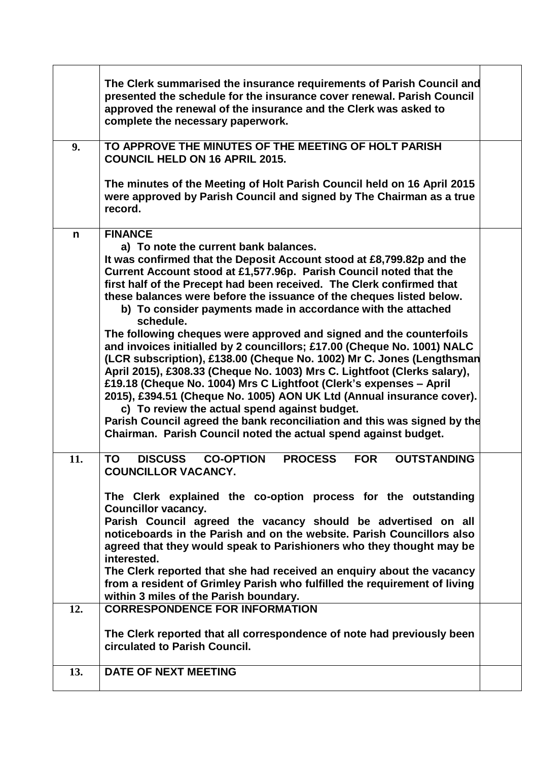| | | |
|---|---|---|
| | **The Clerk summarised the insurance requirements of Parish Council and presented the schedule for the insurance cover renewal. Parish Council approved the renewal of the insurance and the Clerk was asked to complete the necessary paperwork.** | |
| **9.** | **TO APPROVE THE MINUTES OF THE MEETING OF HOLT PARISH COUNCIL HELD ON 16 APRIL 2015.**<br><br>**The minutes of the Meeting of Holt Parish Council held on 16 April 2015 were approved by Parish Council and signed by The Chairman as a true record.** | |
| **n** | **FINANCE**<br>**a) To note the current bank balances.**<br>**It was confirmed that the Deposit Account stood at £8,799.82p and the Current Account stood at £1,577.96p. Parish Council noted that the first half of the Precept had been received. The Clerk confirmed that these balances were before the issuance of the cheques listed below.**<br>**b) To consider payments made in accordance with the attached schedule.**<br>**The following cheques were approved and signed and the counterfoils and invoices initialled by 2 councillors; £17.00 (Cheque No. 1001) NALC (LCR subscription), £138.00 (Cheque No. 1002) Mr C. Jones (Lengthsman April 2015), £308.33 (Cheque No. 1003) Mrs C. Lightfoot (Clerks salary), £19.18 (Cheque No. 1004) Mrs C Lightfoot (Clerk's expenses – April 2015), £394.51 (Cheque No. 1005) AON UK Ltd (Annual insurance cover).**<br>**c) To review the actual spend against budget.**<br>**Parish Council agreed the bank reconciliation and this was signed by the Chairman. Parish Council noted the actual spend against budget.** | |
| **11.** | **TO DISCUSS CO-OPTION PROCESS FOR OUTSTANDING COUNCILLOR VACANCY.**<br><br>**The Clerk explained the co-option process for the outstanding Councillor vacancy.**<br>**Parish Council agreed the vacancy should be advertised on all noticeboards in the Parish and on the website. Parish Councillors also agreed that they would speak to Parishioners who they thought may be interested.**<br>**The Clerk reported that she had received an enquiry about the vacancy from a resident of Grimley Parish who fulfilled the requirement of living within 3 miles of the Parish boundary.** | |
| **12.** | **CORRESPONDENCE FOR INFORMATION**<br><br>**The Clerk reported that all correspondence of note had previously been circulated to Parish Council.** | |
| **13.** | **DATE OF NEXT MEETING** | |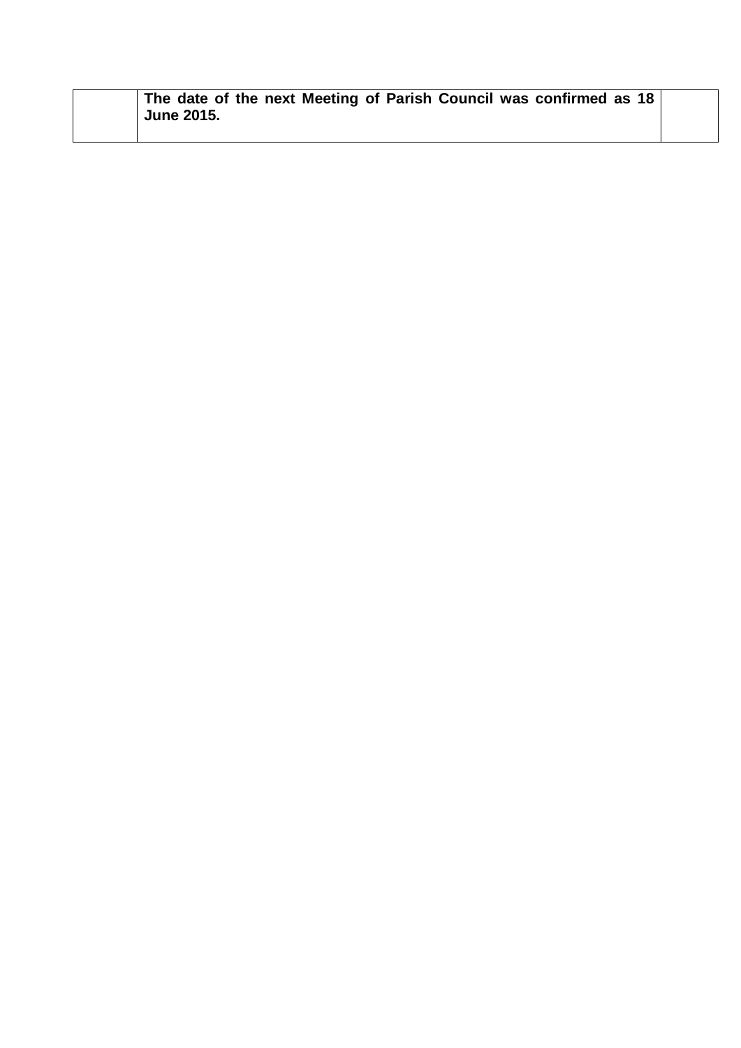| | | |
|---|---|---|
| | **The date of the next Meeting of Parish Council was confirmed as 18 June 2015.** | |